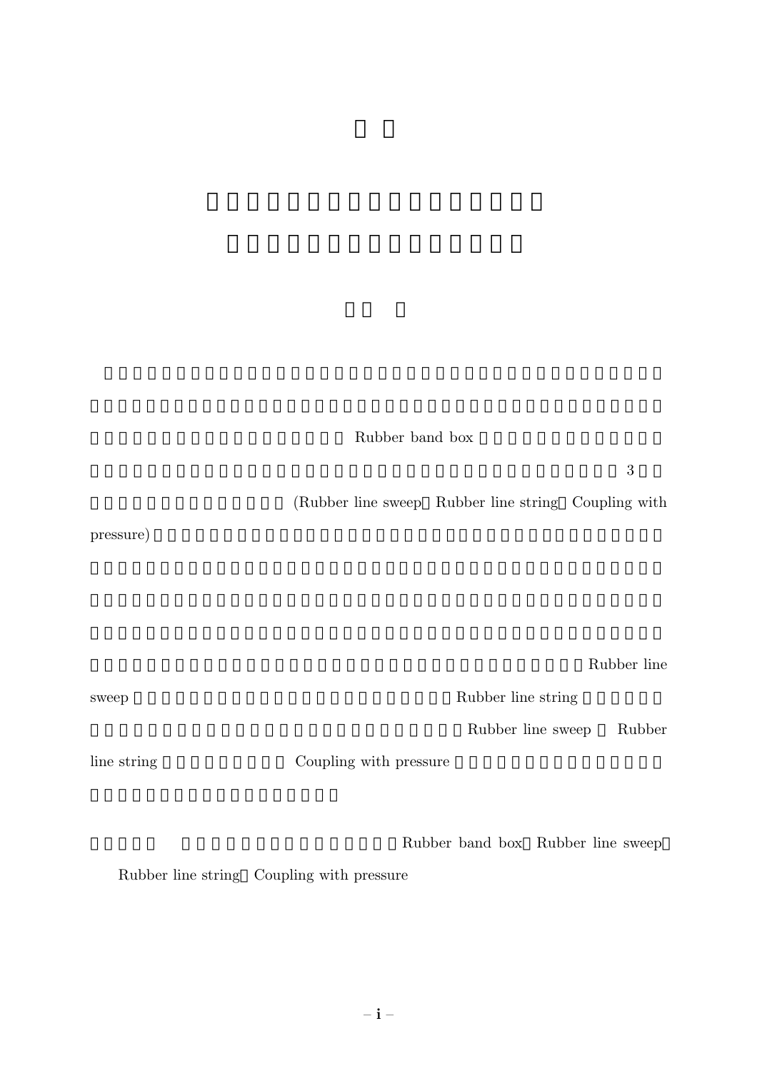Rubber band box

3

(Rubber line sweep Rubber line string Coupling with pressure)

Rubber line sweep

Rubber line string

Rubber line sweep Rubber line string

Coupling with pressure

Rubber band box Rubber line sweep

Rubber line string Coupling with pressure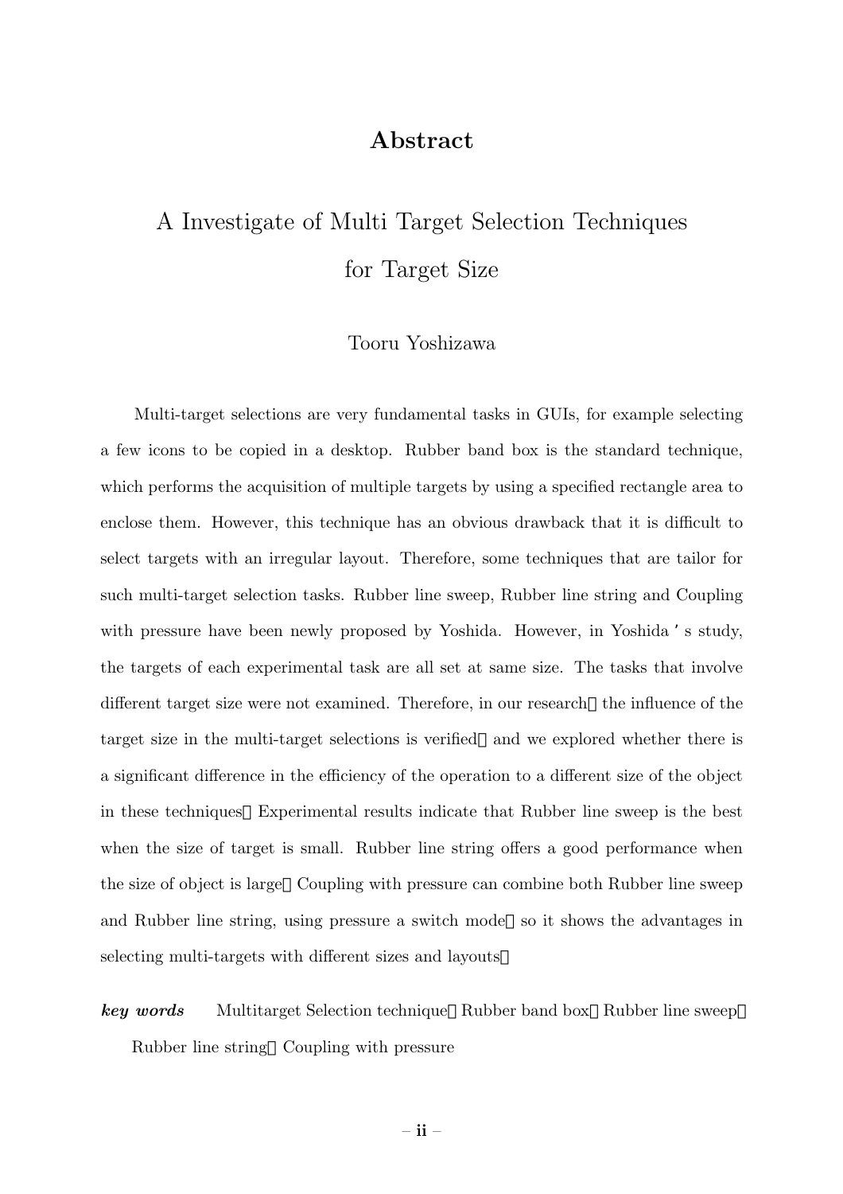# Abstract

## A Investigate of Multi Target Selection Techniques for Target Size

Tooru Yoshizawa

Multi-target selections are very fundamental tasks in GUIs, for example selecting a few icons to be copied in a desktop. Rubber band box is the standard technique, which performs the acquisition of multiple targets by using a specified rectangle area to enclose them. However, this technique has an obvious drawback that it is difficult to select targets with an irregular layout. Therefore, some techniques that are tailor for such multi-target selection tasks. Rubber line sweep, Rubber line string and Coupling with pressure have been newly proposed by Yoshida. However, in Yoshida's study, the targets of each experimental task are all set at same size. The tasks that involve different target size were not examined. Therefore, in our research, the influence of the target size in the multi-target selections is verified, and we explored whether there is a significant difference in the efficiency of the operation to a different size of the object in these techniques. Experimental results indicate that Rubber line sweep is the best when the size of target is small. Rubber line string offers a good performance when the size of object is large. Coupling with pressure can combine both Rubber line sweep and Rubber line string, using pressure a switch mode, so it shows the advantages in selecting multi-targets with different sizes and layouts.

***key words*** Multitarget Selection technique, Rubber band box, Rubber line sweep, Rubber line string, Coupling with pressure